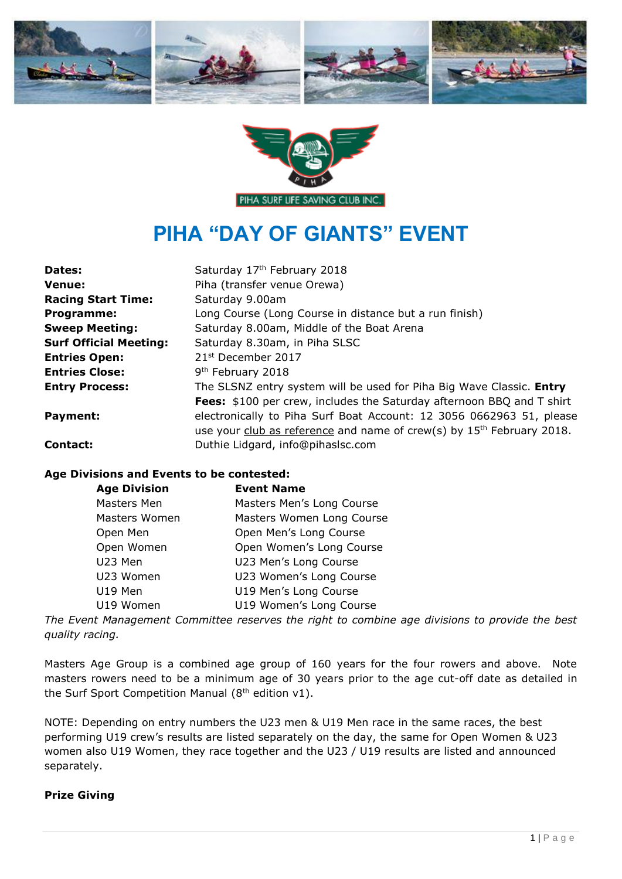PIHA SURF LIFE SAVING CLUB INC.

# PIHA "DAY OF GIANTS" EVENT

**Dates:** Saturday 17th February 2018

**Venue:** Piha (transfer venue Orewa)

**Racing Start Time:** Saturday 9.00am

**Programme:** Long Course (Long Course in distance but a run finish)

**Sweep Meeting:** Saturday 8.00am, Middle of the Boat Arena

**Surf Official Meeting:** Saturday 8.30am, in Piha SLSC

**Entries Open:** 21st December 2017

**Entries Close:** 9th February 2018

**Entry Process:** The SLSNZ entry system will be used for Piha Big Wave Classic. **Entry Fees:** $100 per crew, includes the Saturday afternoon BBQ and T shirt

**Payment:** electronically to Piha Surf Boat Account: 12 3056 0662963 51, please use your club as reference and name of crew(s) by 15th February 2018.

**Contact:** Duthie Lidgard, info@pihaslsc.com

**Age Divisions and Events to be contested:**

| Age Division | Event Name |
|---|---|
| Masters Men | Masters Men's Long Course |
| Masters Women | Masters Women Long Course |
| Open Men | Open Men's Long Course |
| Open Women | Open Women's Long Course |
| U23 Men | U23 Men's Long Course |
| U23 Women | U23 Women's Long Course |
| U19 Men | U19 Men's Long Course |
| U19 Women | U19 Women's Long Course |

*The Event Management Committee reserves the right to combine age divisions to provide the best quality racing.*

Masters Age Group is a combined age group of 160 years for the four rowers and above. Note masters rowers need to be a minimum age of 30 years prior to the age cut-off date as detailed in the Surf Sport Competition Manual (8th edition v1).

NOTE: Depending on entry numbers the U23 men & U19 Men race in the same races, the best performing U19 crew's results are listed separately on the day, the same for Open Women & U23 women also U19 Women, they race together and the U23 / U19 results are listed and announced separately.

**Prize Giving**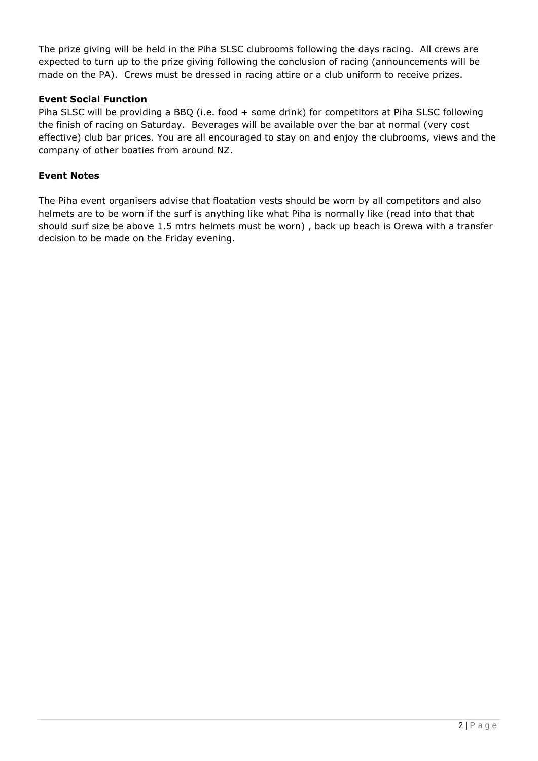The prize giving will be held in the Piha SLSC clubrooms following the days racing. All crews are expected to turn up to the prize giving following the conclusion of racing (announcements will be made on the PA). Crews must be dressed in racing attire or a club uniform to receive prizes.

**Event Social Function**

Piha SLSC will be providing a BBQ (i.e. food + some drink) for competitors at Piha SLSC following the finish of racing on Saturday. Beverages will be available over the bar at normal (very cost effective) club bar prices. You are all encouraged to stay on and enjoy the clubrooms, views and the company of other boaties from around NZ.

**Event Notes**

The Piha event organisers advise that floatation vests should be worn by all competitors and also helmets are to be worn if the surf is anything like what Piha is normally like (read into that that should surf size be above 1.5 mtrs helmets must be worn) , back up beach is Orewa with a transfer decision to be made on the Friday evening.